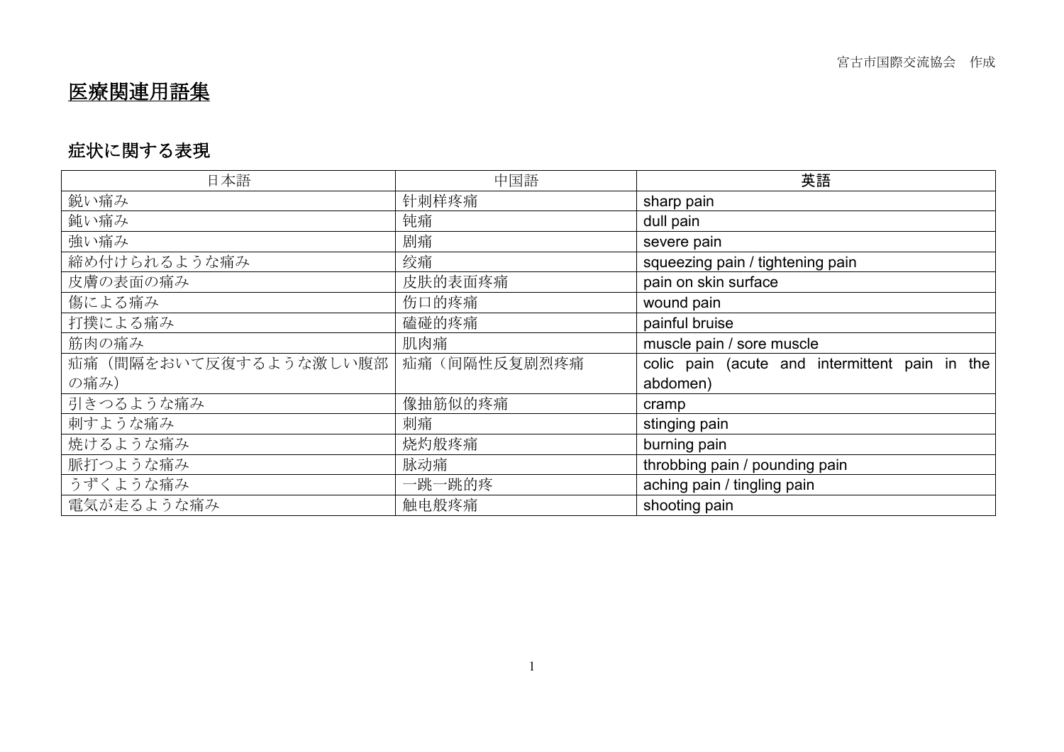宮古市国際交流協会　作成

# 医療関連用語集

## 症状に関する表現

| 日本語 | 中国語 | 英語 |
|---|---|---|
| 鋭い痛み | 针刺样疼痛 | sharp pain |
| 鈍い痛み | 钝痛 | dull pain |
| 強い痛み | 剧痛 | severe pain |
| 締め付けられるような痛み | 绞痛 | squeezing pain / tightening pain |
| 皮膚の表面の痛み | 皮肤的表面疼痛 | pain on skin surface |
| 傷による痛み | 伤口的疼痛 | wound pain |
| 打撲による痛み | 磕碰的疼痛 | painful bruise |
| 筋肉の痛み | 肌肉痛 | muscle pain / sore muscle |
| 疝痛（間隔をおいて反復するような激しい腹部の痛み） | 疝痛（间隔性反复剧烈疼痛 | colic pain (acute and intermittent pain in the abdomen) |
| 引きつるような痛み | 像抽筋似的疼痛 | cramp |
| 刺すような痛み | 刺痛 | stinging pain |
| 焼けるような痛み | 烧灼般疼痛 | burning pain |
| 脈打つような痛み | 脉动痛 | throbbing pain / pounding pain |
| うずくような痛み | 一跳一跳的疼 | aching pain / tingling pain |
| 電気が走るような痛み | 触电般疼痛 | shooting pain |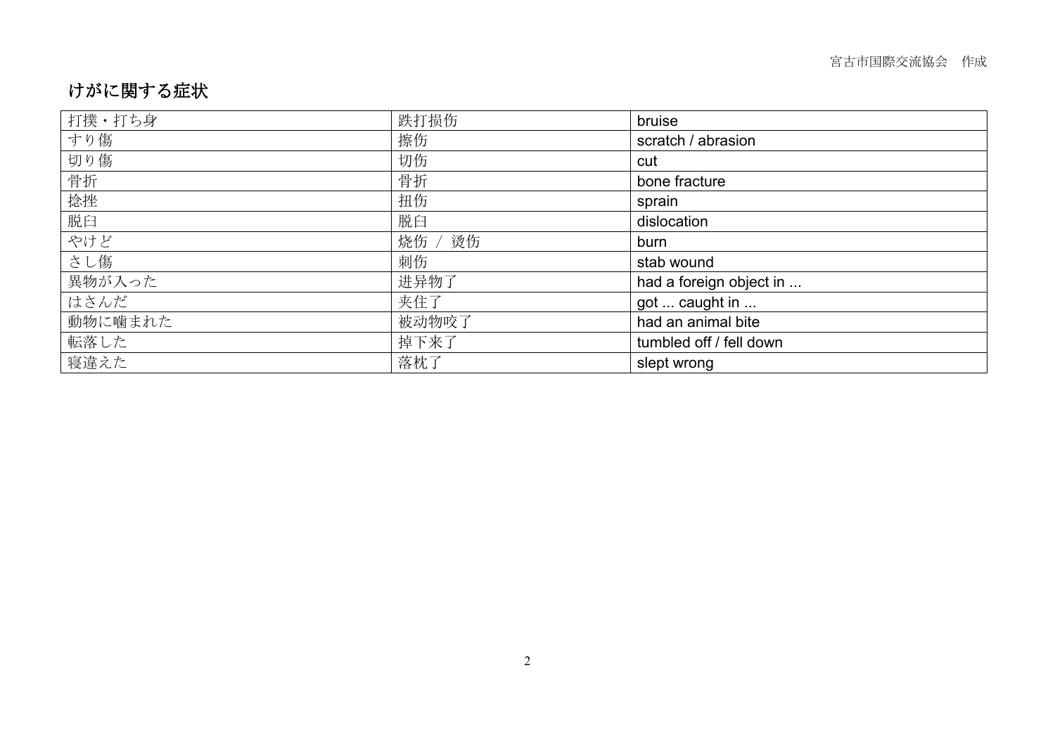# けがに関する症状

| 打撲・打ち身 | 跌打损伤 | bruise |
| --- | --- | --- |
| すり傷 | 擦伤 | scratch / abrasion |
| 切り傷 | 切伤 | cut |
| 骨折 | 骨折 | bone fracture |
| 捻挫 | 扭伤 | sprain |
| 脱臼 | 脱臼 | dislocation |
| やけど | 烧伤 / 烫伤 | burn |
| さし傷 | 刺伤 | stab wound |
| 異物が入った | 进异物了 | had a foreign object in ... |
| はさんだ | 夹住了 | got ... caught in ... |
| 動物に噛まれた | 被动物咬了 | had an animal bite |
| 転落した | 掉下来了 | tumbled off / fell down |
| 寝違えた | 落枕了 | slept wrong |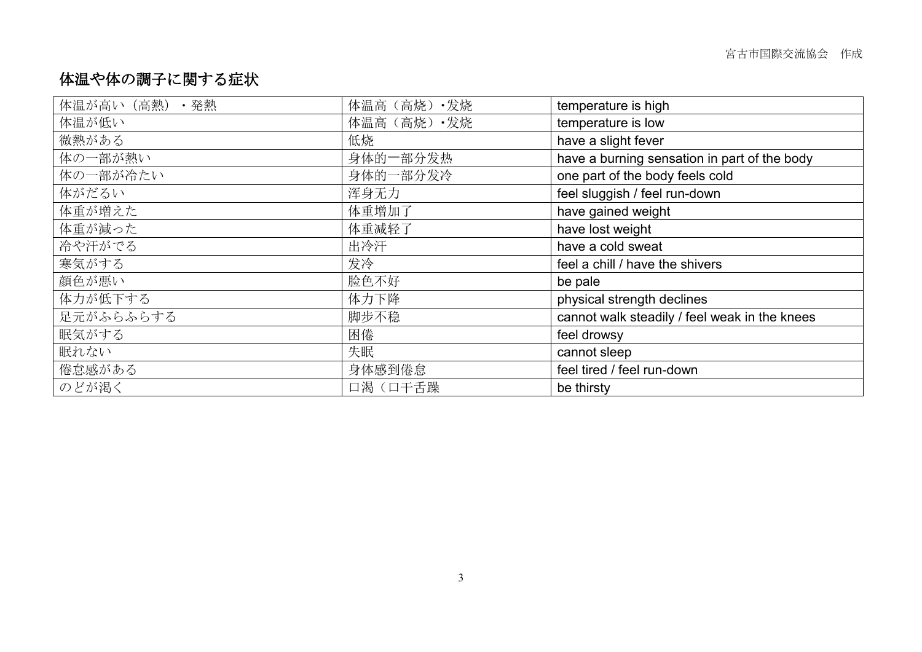# 体温や体の調子に関する症状

| 体温が高い（高熱）・発熱 | 体温高（高烧）･发烧 | temperature is high |
|---|---|---|
| 体温が低い | 体温高（高烧）･发烧 | temperature is low |
| 微熱がある | 低烧 | have a slight fever |
| 体の一部が熱い | 身体的一部分发热 | have a burning sensation in part of the body |
| 体の一部が冷たい | 身体的一部分发冷 | one part of the body feels cold |
| 体がだるい | 浑身无力 | feel sluggish / feel run-down |
| 体重が増えた | 体重增加了 | have gained weight |
| 体重が減った | 体重减轻了 | have lost weight |
| 冷や汗がでる | 出冷汗 | have a cold sweat |
| 寒気がする | 发冷 | feel a chill / have the shivers |
| 顔色が悪い | 脸色不好 | be pale |
| 体力が低下する | 体力下降 | physical strength declines |
| 足元がふらふらする | 脚步不稳 | cannot walk steadily / feel weak in the knees |
| 眠気がする | 困倦 | feel drowsy |
| 眠れない | 失眠 | cannot sleep |
| 倦怠感がある | 身体感到倦怠 | feel tired / feel run-down |
| のどが渇く | 口渴（口干舌躁 | be thirsty |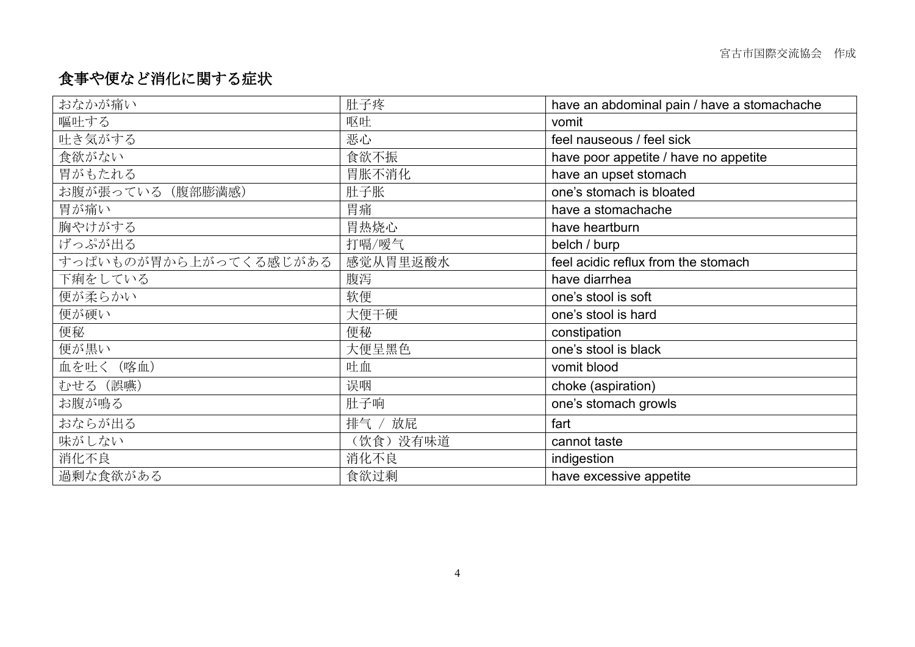# 食事や便など消化に関する症状

| おなかが痛い | 肚子疼 | have an abdominal pain / have a stomachache |
|---|---|---|
| 嘔吐する | 呕吐 | vomit |
| 吐き気がする | 恶心 | feel nauseous / feel sick |
| 食欲がない | 食欲不振 | have poor appetite / have no appetite |
| 胃がもたれる | 胃胀不消化 | have an upset stomach |
| お腹が張っている（腹部膨満感） | 肚子胀 | one's stomach is bloated |
| 胃が痛い | 胃痛 | have a stomachache |
| 胸やけがする | 胃热烧心 | have heartburn |
| げっぷが出る | 打嗝/嗳气 | belch / burp |
| すっぱいものが胃から上がってくる感じがある | 感觉从胃里返酸水 | feel acidic reflux from the stomach |
| 下痢をしている | 腹泻 | have diarrhea |
| 便が柔らかい | 软便 | one's stool is soft |
| 便が硬い | 大便干硬 | one's stool is hard |
| 便秘 | 便秘 | constipation |
| 便が黒い | 大便呈黑色 | one's stool is black |
| 血を吐く（喀血） | 吐血 | vomit blood |
| むせる（誤嚥） | 误咽 | choke (aspiration) |
| お腹が鳴る | 肚子响 | one's stomach growls |
| おならが出る | 排气 / 放屁 | fart |
| 味がしない | （饮食）没有味道 | cannot taste |
| 消化不良 | 消化不良 | indigestion |
| 過剰な食欲がある | 食欲过剩 | have excessive appetite |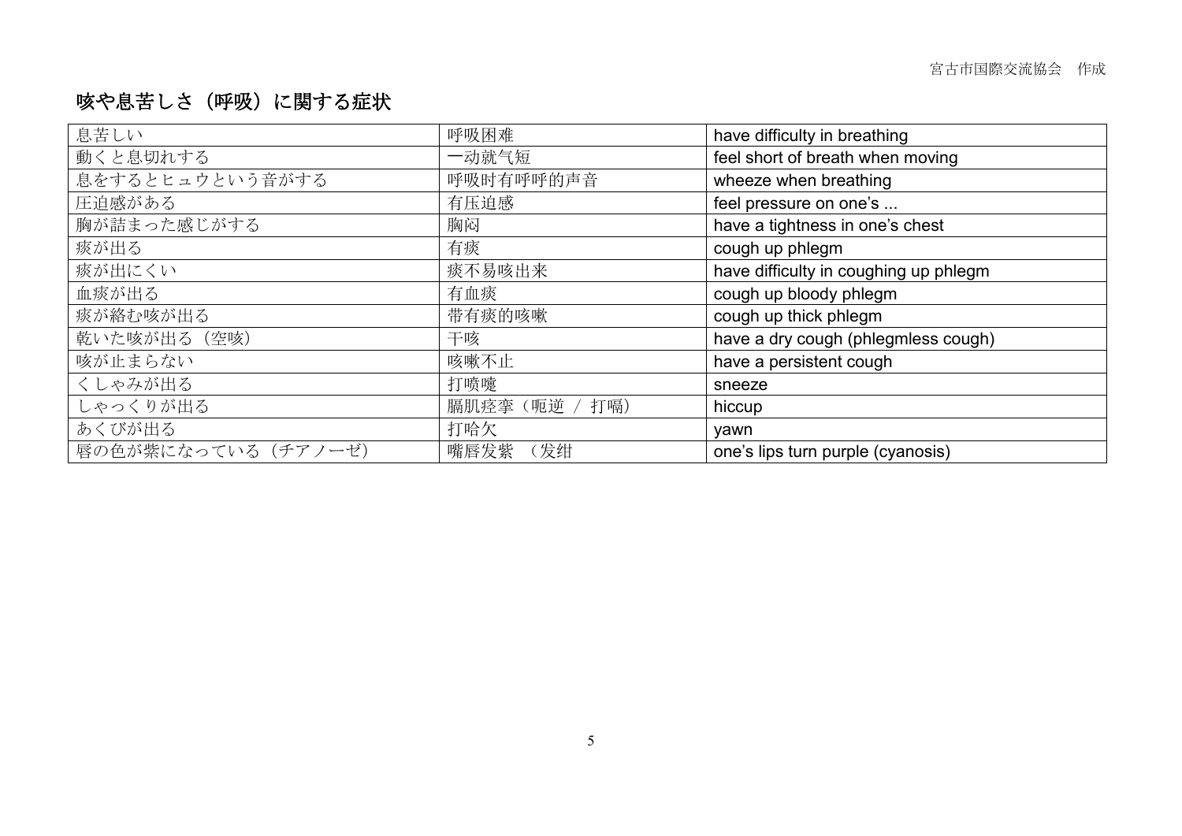# 咳や息苦しさ（呼吸）に関する症状

| 息苦しい | 呼吸困难 | have difficulty in breathing |
|---|---|---|
| 動くと息切れする | 一动就气短 | feel short of breath when moving |
| 息をするとヒュウという音がする | 呼吸时有呼呼的声音 | wheeze when breathing |
| 圧迫感がある | 有压迫感 | feel pressure on one's ... |
| 胸が詰まった感じがする | 胸闷 | have a tightness in one's chest |
| 痰が出る | 有痰 | cough up phlegm |
| 痰が出にくい | 痰不易咳出来 | have difficulty in coughing up phlegm |
| 血痰が出る | 有血痰 | cough up bloody phlegm |
| 痰が絡む咳が出る | 带有痰的咳嗽 | cough up thick phlegm |
| 乾いた咳が出る（空咳） | 干咳 | have a dry cough (phlegmless cough) |
| 咳が止まらない | 咳嗽不止 | have a persistent cough |
| くしゃみが出る | 打喷嚏 | sneeze |
| しゃっくりが出る | 膈肌痉挛（呃逆 / 打嗝） | hiccup |
| あくびが出る | 打哈欠 | yawn |
| 唇の色が紫になっている（チアノーゼ） | 嘴唇发紫 （发绀 | one's lips turn purple (cyanosis) |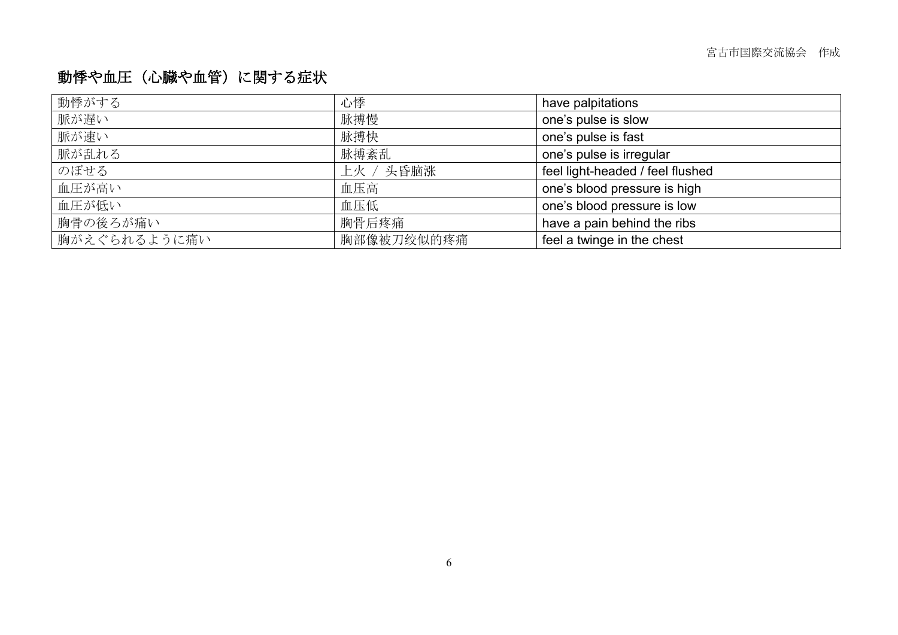## 動悸や血圧（心臓や血管）に関する症状

| 動悸がする | 心悸 | have palpitations |
|---|---|---|
| 脈が遅い | 脉搏慢 | one's pulse is slow |
| 脈が速い | 脉搏快 | one's pulse is fast |
| 脈が乱れる | 脉搏紊乱 | one's pulse is irregular |
| のぼせる | 上火 / 头昏脑涨 | feel light-headed / feel flushed |
| 血圧が高い | 血压高 | one's blood pressure is high |
| 血圧が低い | 血压低 | one's blood pressure is low |
| 胸骨の後ろが痛い | 胸骨后疼痛 | have a pain behind the ribs |
| 胸がえぐられるように痛い | 胸部像被刀绞似的疼痛 | feel a twinge in the chest |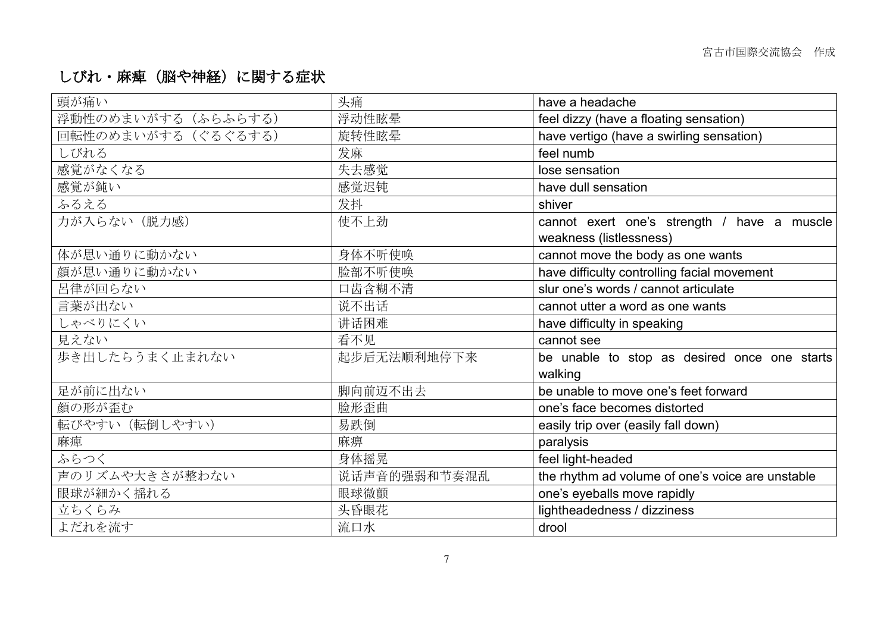宮古市国際交流協会　作成

## しびれ・麻痺（脳や神経）に関する症状

| 頭が痛い | 头痛 | have a headache |
|---|---|---|
| 浮動性のめまいがする（ふらふらする） | 浮动性眩晕 | feel dizzy (have a floating sensation) |
| 回転性のめまいがする（ぐるぐるする） | 旋转性眩晕 | have vertigo (have a swirling sensation) |
| しびれる | 发麻 | feel numb |
| 感覚がなくなる | 失去感觉 | lose sensation |
| 感覚が鈍い | 感觉迟钝 | have dull sensation |
| ふるえる | 发抖 | shiver |
| 力が入らない（脱力感） | 使不上劲 | cannot exert one's strength / have a muscle weakness (listlessness) |
| 体が思い通りに動かない | 身体不听使唤 | cannot move the body as one wants |
| 顔が思い通りに動かない | 脸部不听使唤 | have difficulty controlling facial movement |
| 呂律が回らない | 口齿含糊不清 | slur one's words / cannot articulate |
| 言葉が出ない | 说不出话 | cannot utter a word as one wants |
| しゃべりにくい | 讲话困难 | have difficulty in speaking |
| 見えない | 看不见 | cannot see |
| 歩き出したらうまく止まれない | 起步后无法顺利地停下来 | be unable to stop as desired once one starts walking |
| 足が前に出ない | 脚向前迈不出去 | be unable to move one's feet forward |
| 顔の形が歪む | 脸形歪曲 | one's face becomes distorted |
| 転びやすい（転倒しやすい） | 易跌倒 | easily trip over (easily fall down) |
| 麻痺 | 麻痹 | paralysis |
| ふらつく | 身体摇晃 | feel light-headed |
| 声のリズムや大きさが整わない | 说话声音的强弱和节奏混乱 | the rhythm ad volume of one's voice are unstable |
| 眼球が細かく揺れる | 眼球微颤 | one's eyeballs move rapidly |
| 立ちくらみ | 头昏眼花 | lightheadedness / dizziness |
| よだれを流す | 流口水 | drool |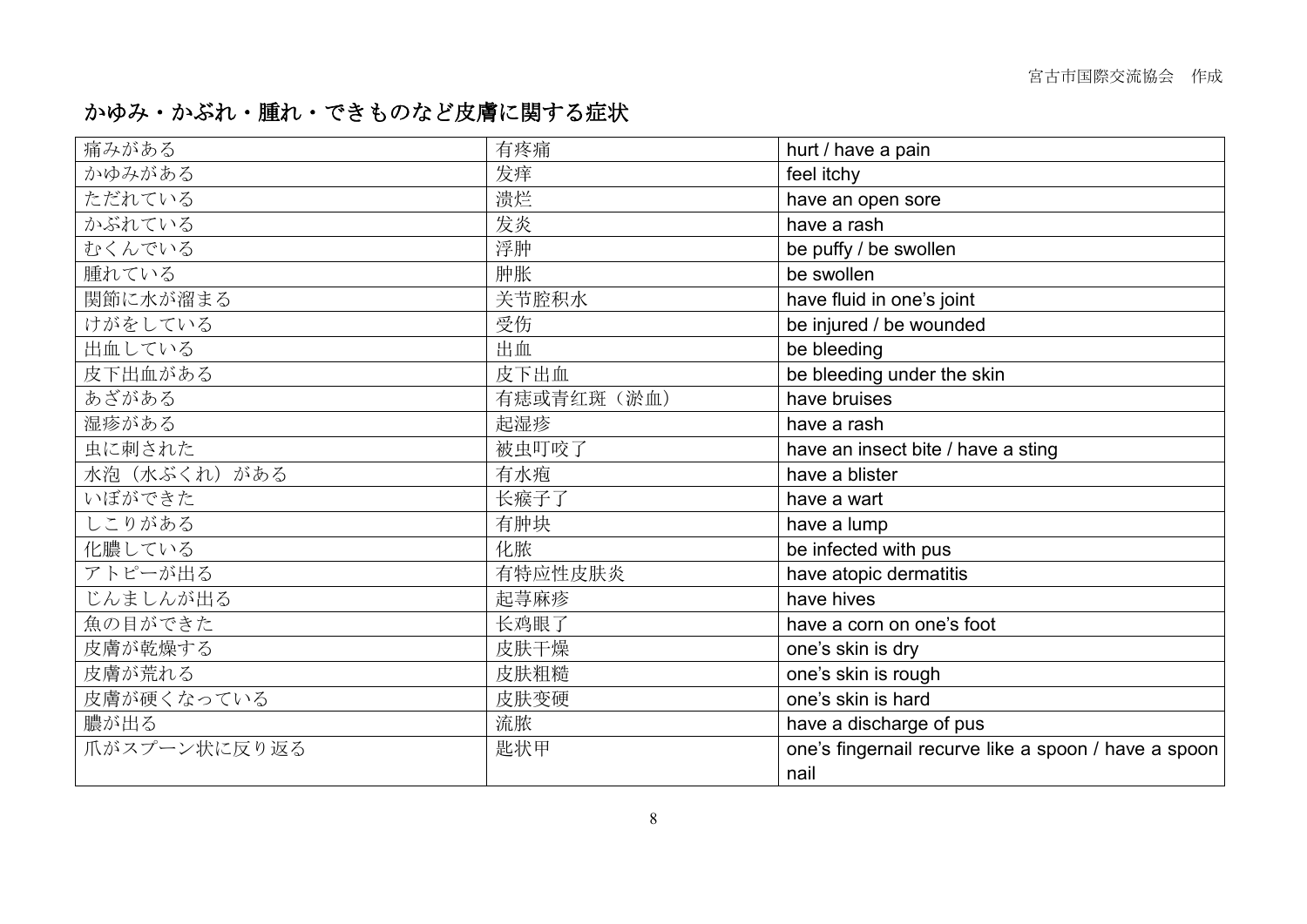## かゆみ・かぶれ・腫れ・できものなど皮膚に関する症状

| | | |
|---|---|---|
| 痛みがある | 有疼痛 | hurt / have a pain |
| かゆみがある | 发痒 | feel itchy |
| ただれている | 溃烂 | have an open sore |
| かぶれている | 发炎 | have a rash |
| むくんでいる | 浮肿 | be puffy / be swollen |
| 腫れている | 肿胀 | be swollen |
| 関節に水が溜まる | 关节腔积水 | have fluid in one's joint |
| けがをしている | 受伤 | be injured / be wounded |
| 出血している | 出血 | be bleeding |
| 皮下出血がある | 皮下出血 | be bleeding under the skin |
| あざがある | 有痣或青红斑（淤血） | have bruises |
| 湿疹がある | 起湿疹 | have a rash |
| 虫に刺された | 被虫叮咬了 | have an insect bite / have a sting |
| 水泡（水ぶくれ）がある | 有水疱 | have a blister |
| いぼができた | 长瘊子了 | have a wart |
| しこりがある | 有肿块 | have a lump |
| 化膿している | 化脓 | be infected with pus |
| アトピーが出る | 有特应性皮肤炎 | have atopic dermatitis |
| じんましんが出る | 起荨麻疹 | have hives |
| 魚の目ができた | 长鸡眼了 | have a corn on one's foot |
| 皮膚が乾燥する | 皮肤干燥 | one's skin is dry |
| 皮膚が荒れる | 皮肤粗糙 | one's skin is rough |
| 皮膚が硬くなっている | 皮肤变硬 | one's skin is hard |
| 膿が出る | 流脓 | have a discharge of pus |
| 爪がスプーン状に反り返る | 匙状甲 | one's fingernail recurve like a spoon / have a spoon nail |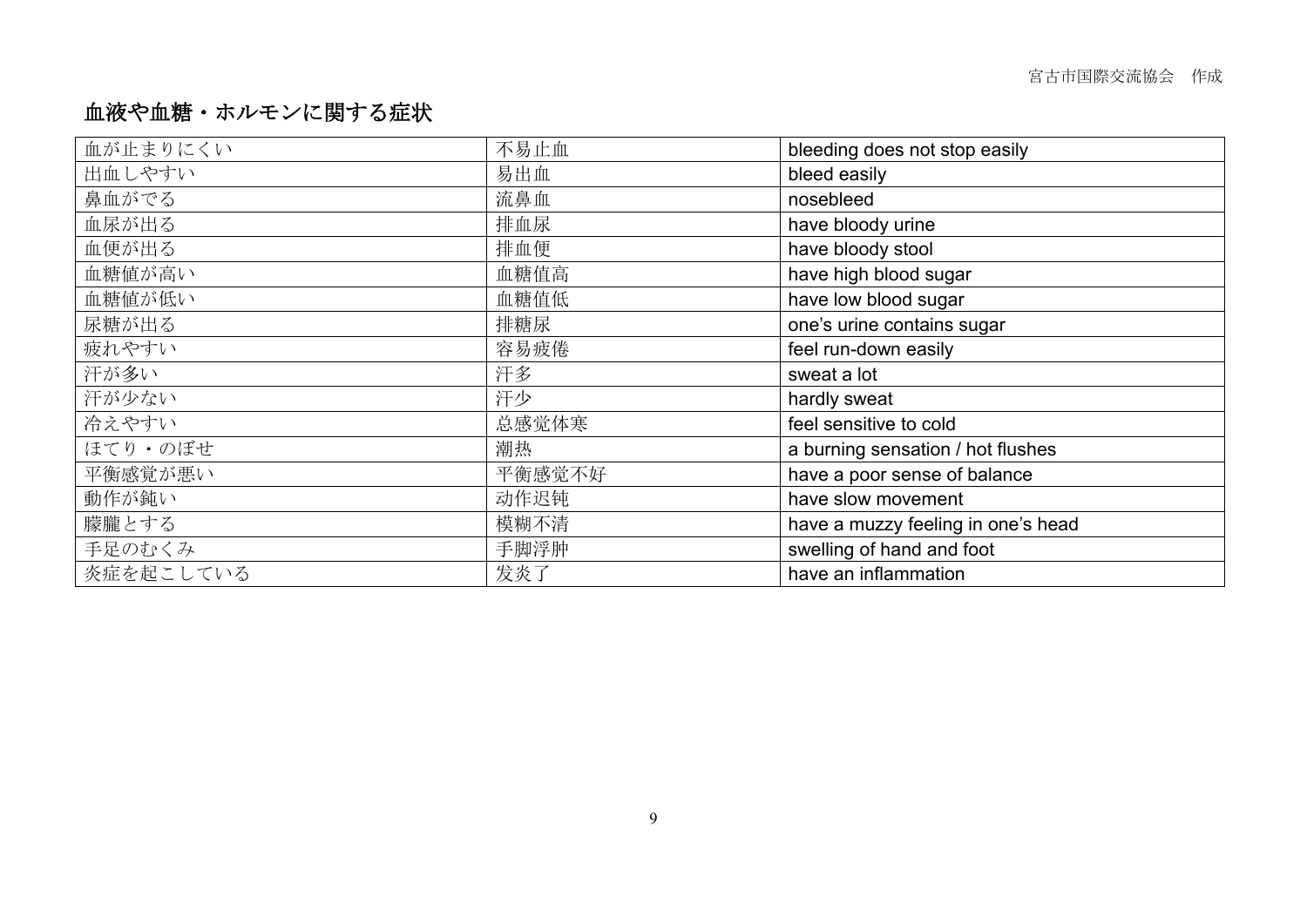# 血液や血糖・ホルモンに関する症状

| | | |
|---|---|---|
| 血が止まりにくい | 不易止血 | bleeding does not stop easily |
| 出血しやすい | 易出血 | bleed easily |
| 鼻血がでる | 流鼻血 | nosebleed |
| 血尿が出る | 排血尿 | have bloody urine |
| 血便が出る | 排血便 | have bloody stool |
| 血糖値が高い | 血糖值高 | have high blood sugar |
| 血糖値が低い | 血糖值低 | have low blood sugar |
| 尿糖が出る | 排糖尿 | one's urine contains sugar |
| 疲れやすい | 容易疲倦 | feel run-down easily |
| 汗が多い | 汗多 | sweat a lot |
| 汗が少ない | 汗少 | hardly sweat |
| 冷えやすい | 总感觉体寒 | feel sensitive to cold |
| ほてり・のぼせ | 潮热 | a burning sensation / hot flushes |
| 平衡感覚が悪い | 平衡感觉不好 | have a poor sense of balance |
| 動作が鈍い | 动作迟钝 | have slow movement |
| 朦朧とする | 模糊不清 | have a muzzy feeling in one's head |
| 手足のむくみ | 手脚浮肿 | swelling of hand and foot |
| 炎症を起こしている | 发炎了 | have an inflammation |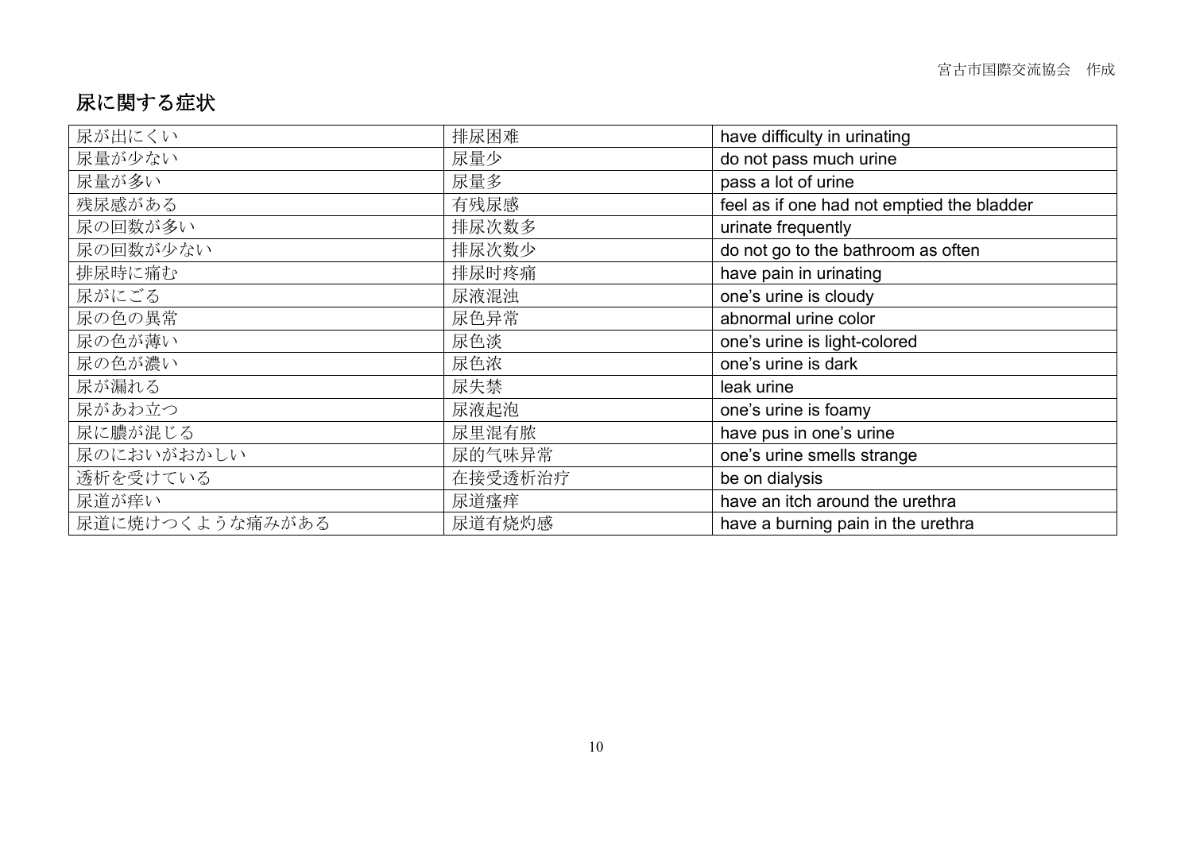宮古市国際交流協会　作成

# 尿に関する症状

| 尿が出にくい | 排尿困难 | have difficulty in urinating |
|---|---|---|
| 尿量が少ない | 尿量少 | do not pass much urine |
| 尿量が多い | 尿量多 | pass a lot of urine |
| 残尿感がある | 有残尿感 | feel as if one had not emptied the bladder |
| 尿の回数が多い | 排尿次数多 | urinate frequently |
| 尿の回数が少ない | 排尿次数少 | do not go to the bathroom as often |
| 排尿時に痛む | 排尿时疼痛 | have pain in urinating |
| 尿がにごる | 尿液混浊 | one's urine is cloudy |
| 尿の色の異常 | 尿色异常 | abnormal urine color |
| 尿の色が薄い | 尿色淡 | one's urine is light-colored |
| 尿の色が濃い | 尿色浓 | one's urine is dark |
| 尿が漏れる | 尿失禁 | leak urine |
| 尿があわ立つ | 尿液起泡 | one's urine is foamy |
| 尿に膿が混じる | 尿里混有脓 | have pus in one's urine |
| 尿のにおいがおかしい | 尿的气味异常 | one's urine smells strange |
| 透析を受けている | 在接受透析治疗 | be on dialysis |
| 尿道が痒い | 尿道瘙痒 | have an itch around the urethra |
| 尿道に焼けつくような痛みがある | 尿道有烧灼感 | have a burning pain in the urethra |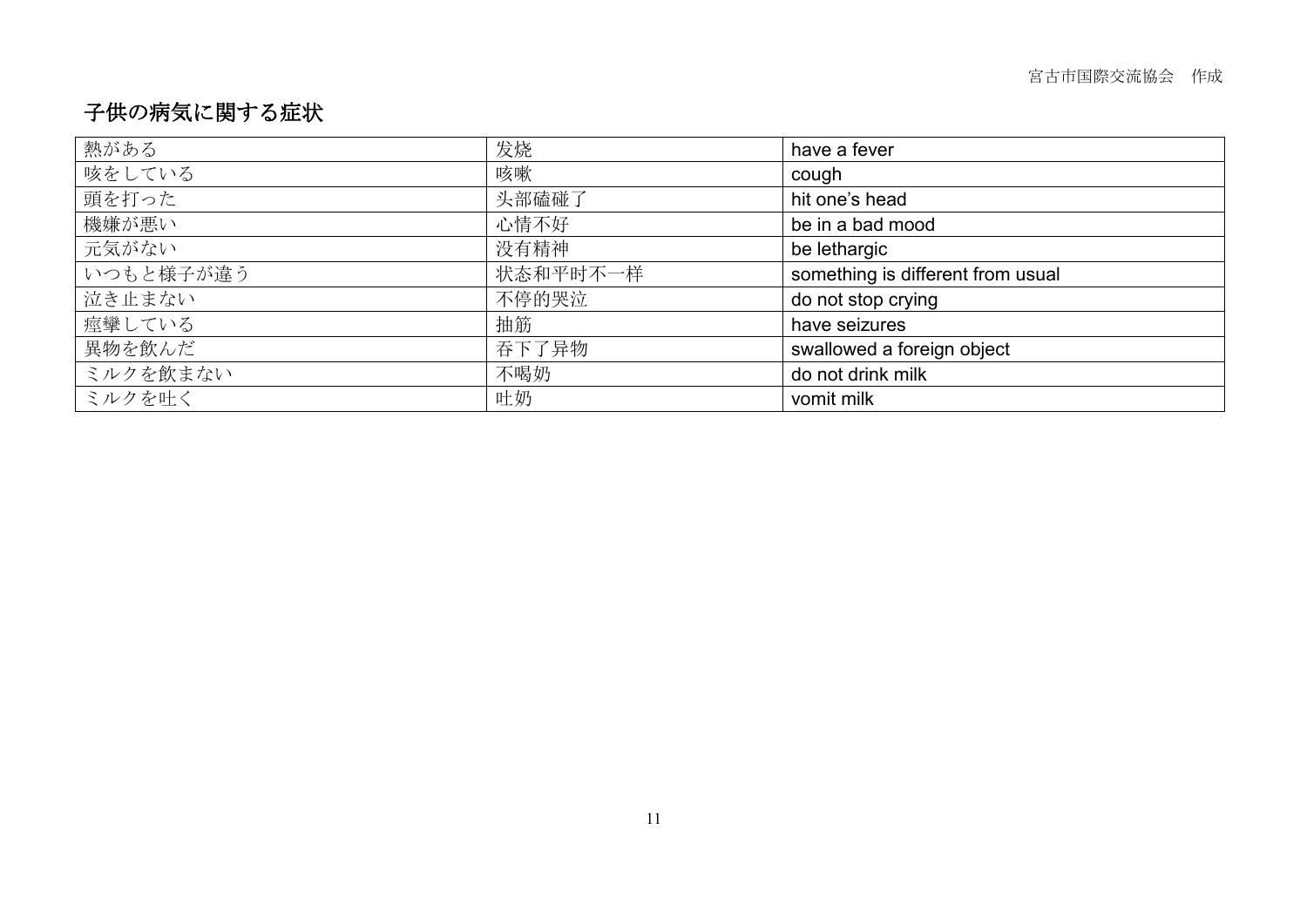宮古市国際交流協会　作成

# 子供の病気に関する症状

| 熱がある | 发烧 | have a fever |
|---|---|---|
| 咳をしている | 咳嗽 | cough |
| 頭を打った | 头部磕碰了 | hit one's head |
| 機嫌が悪い | 心情不好 | be in a bad mood |
| 元気がない | 没有精神 | be lethargic |
| いつもと様子が違う | 状态和平时不一样 | something is different from usual |
| 泣き止まない | 不停的哭泣 | do not stop crying |
| 痙攣している | 抽筋 | have seizures |
| 異物を飲んだ | 吞下了异物 | swallowed a foreign object |
| ミルクを飲まない | 不喝奶 | do not drink milk |
| ミルクを吐く | 吐奶 | vomit milk |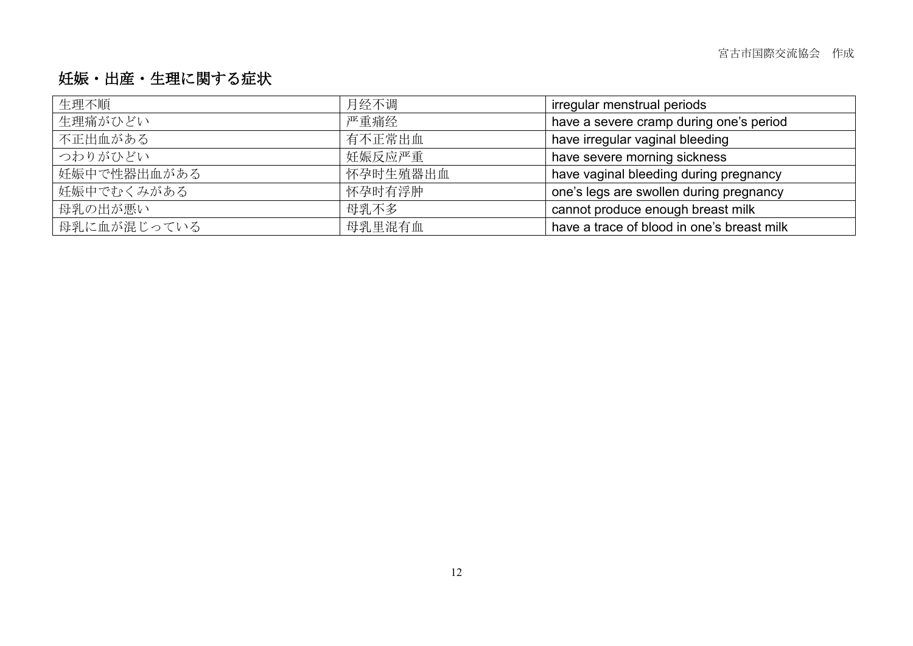# 妊娠・出産・生理に関する症状

| 生理不順 | 月经不调 | irregular menstrual periods |
|---|---|---|
| 生理痛がひどい | 严重痛经 | have a severe cramp during one's period |
| 不正出血がある | 有不正常出血 | have irregular vaginal bleeding |
| つわりがひどい | 妊娠反应严重 | have severe morning sickness |
| 妊娠中で性器出血がある | 怀孕时生殖器出血 | have vaginal bleeding during pregnancy |
| 妊娠中でむくみがある | 怀孕时有浮肿 | one's legs are swollen during pregnancy |
| 母乳の出が悪い | 母乳不多 | cannot produce enough breast milk |
| 母乳に血が混じっている | 母乳里混有血 | have a trace of blood in one's breast milk |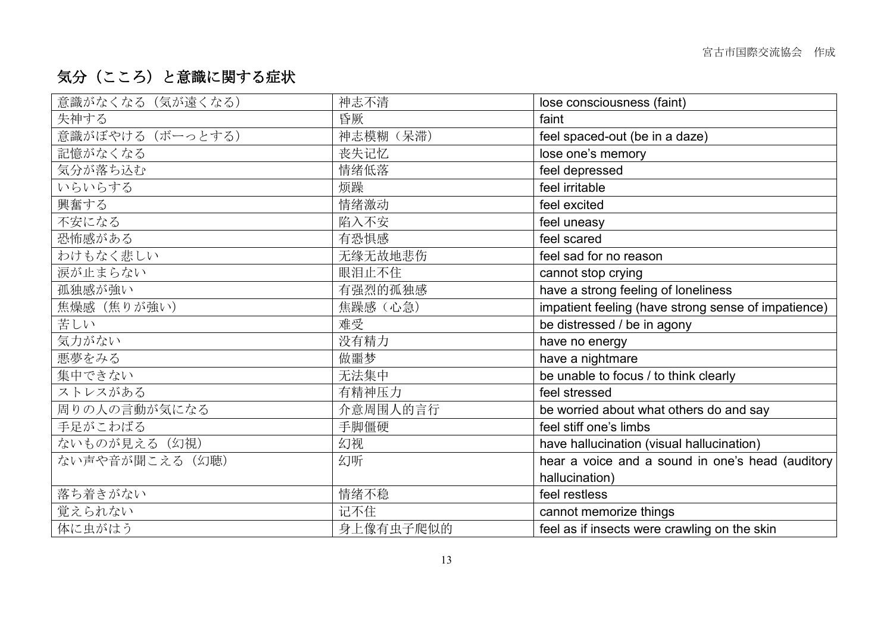# 気分（こころ）と意識に関する症状

| 意識がなくなる（気が遠くなる） | 神志不清 | lose consciousness (faint) |
|---|---|---|
| 失神する | 昏厥 | faint |
| 意識がぼやける（ボーっとする） | 神志模糊（呆滞） | feel spaced-out (be in a daze) |
| 記憶がなくなる | 丧失记忆 | lose one's memory |
| 気分が落ち込む | 情绪低落 | feel depressed |
| いらいらする | 烦躁 | feel irritable |
| 興奮する | 情绪激动 | feel excited |
| 不安になる | 陷入不安 | feel uneasy |
| 恐怖感がある | 有恐惧感 | feel scared |
| わけもなく悲しい | 无缘无故地悲伤 | feel sad for no reason |
| 涙が止まらない | 眼泪止不住 | cannot stop crying |
| 孤独感が強い | 有强烈的孤独感 | have a strong feeling of loneliness |
| 焦燥感（焦りが強い） | 焦躁感（心急） | impatient feeling (have strong sense of impatience) |
| 苦しい | 难受 | be distressed / be in agony |
| 気力がない | 没有精力 | have no energy |
| 悪夢をみる | 做噩梦 | have a nightmare |
| 集中できない | 无法集中 | be unable to focus / to think clearly |
| ストレスがある | 有精神压力 | feel stressed |
| 周りの人の言動が気になる | 介意周围人的言行 | be worried about what others do and say |
| 手足がこわばる | 手脚僵硬 | feel stiff one's limbs |
| ないものが見える（幻視） | 幻视 | have hallucination (visual hallucination) |
| ない声や音が聞こえる（幻聴） | 幻听 | hear a voice and a sound in one's head (auditory hallucination) |
| 落ち着きがない | 情绪不稳 | feel restless |
| 覚えられない | 记不住 | cannot memorize things |
| 体に虫がはう | 身上像有虫子爬似的 | feel as if insects were crawling on the skin |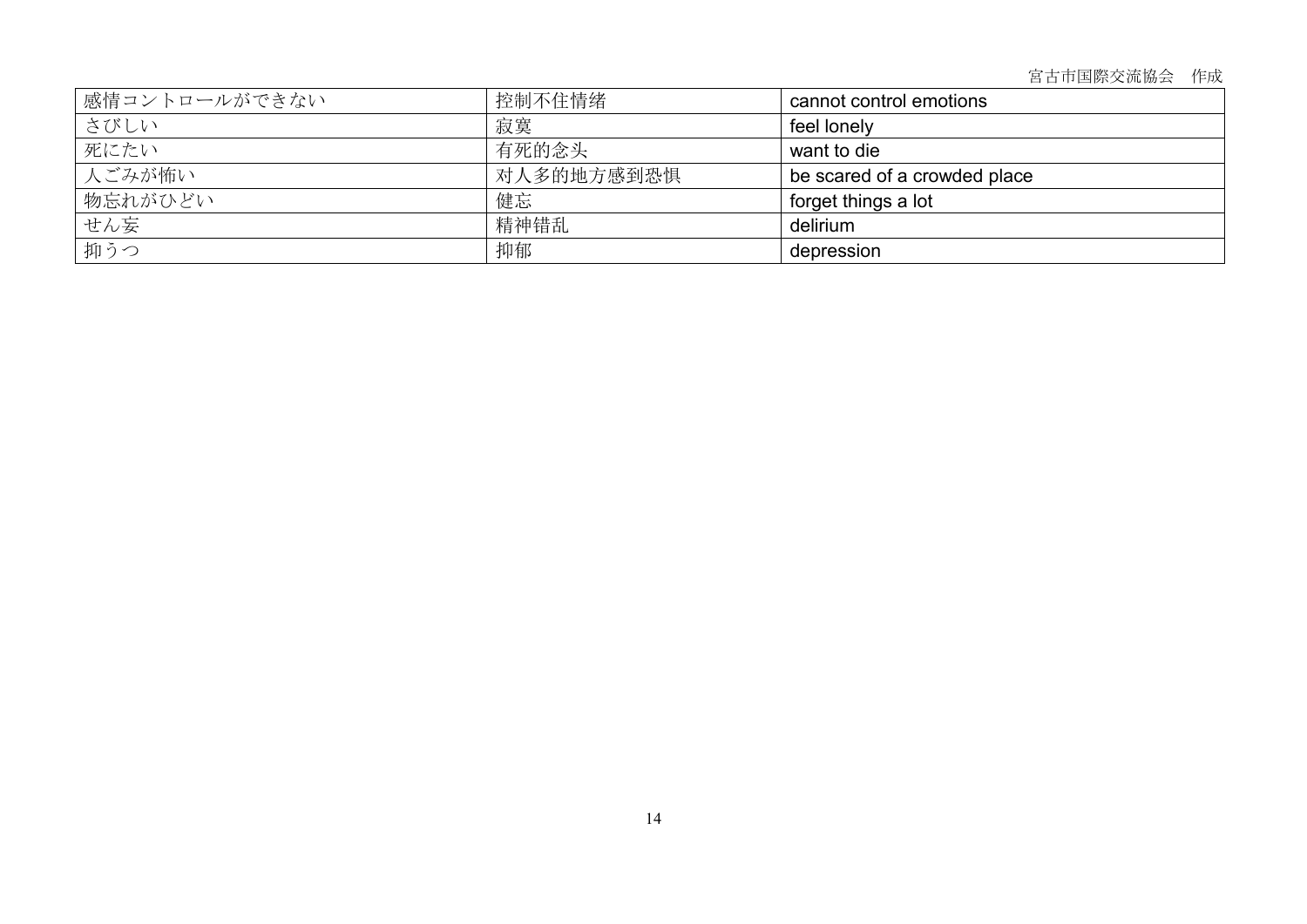宮古市国際交流協会　作成

| 感情コントロールができない | 控制不住情绪 | cannot control emotions |
|---|---|---|
| さびしい | 寂寞 | feel lonely |
| 死にたい | 有死的念头 | want to die |
| 人ごみが怖い | 对人多的地方感到恐惧 | be scared of a crowded place |
| 物忘れがひどい | 健忘 | forget things a lot |
| せん妄 | 精神错乱 | delirium |
| 抑うつ | 抑郁 | depression |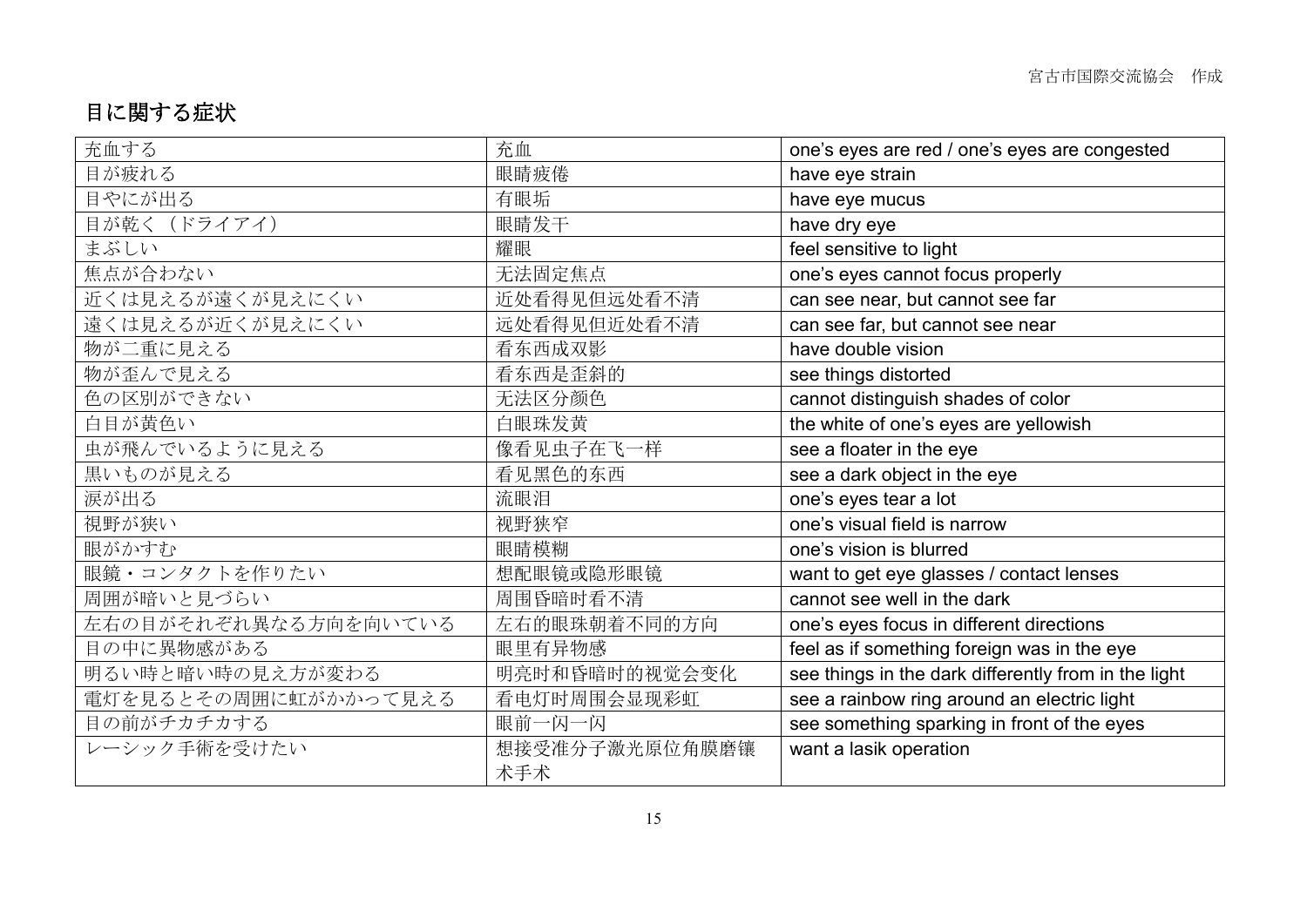宮古市国際交流協会　作成

# 目に関する症状

| 充血する | 充血 | one's eyes are red / one's eyes are congested |
|---|---|---|
| 目が疲れる | 眼睛疲倦 | have eye strain |
| 目やにが出る | 有眼垢 | have eye mucus |
| 目が乾く（ドライアイ） | 眼睛发干 | have dry eye |
| まぶしい | 耀眼 | feel sensitive to light |
| 焦点が合わない | 无法固定焦点 | one's eyes cannot focus properly |
| 近くは見えるが遠くが見えにくい | 近处看得见但远处看不清 | can see near, but cannot see far |
| 遠くは見えるが近くが見えにくい | 远处看得见但近处看不清 | can see far, but cannot see near |
| 物が二重に見える | 看东西成双影 | have double vision |
| 物が歪んで見える | 看东西是歪斜的 | see things distorted |
| 色の区別ができない | 无法区分颜色 | cannot distinguish shades of color |
| 白目が黄色い | 白眼珠发黄 | the white of one's eyes are yellowish |
| 虫が飛んでいるように見える | 像看见虫子在飞一样 | see a floater in the eye |
| 黒いものが見える | 看见黑色的东西 | see a dark object in the eye |
| 涙が出る | 流眼泪 | one's eyes tear a lot |
| 視野が狭い | 视野狭窄 | one's visual field is narrow |
| 眼がかすむ | 眼睛模糊 | one's vision is blurred |
| 眼鏡・コンタクトを作りたい | 想配眼镜或隐形眼镜 | want to get eye glasses / contact lenses |
| 周囲が暗いと見づらい | 周围昏暗时看不清 | cannot see well in the dark |
| 左右の目がそれぞれ異なる方向を向いている | 左右的眼珠朝着不同的方向 | one's eyes focus in different directions |
| 目の中に異物感がある | 眼里有异物感 | feel as if something foreign was in the eye |
| 明るい時と暗い時の見え方が変わる | 明亮时和昏暗时的视觉会变化 | see things in the dark differently from in the light |
| 電灯を見るとその周囲に虹がかかって見える | 看电灯时周围会显现彩虹 | see a rainbow ring around an electric light |
| 目の前がチカチカする | 眼前一闪一闪 | see something sparking in front of the eyes |
| レーシック手術を受けたい | 想接受准分子激光原位角膜磨镶术手术 | want a lasik operation |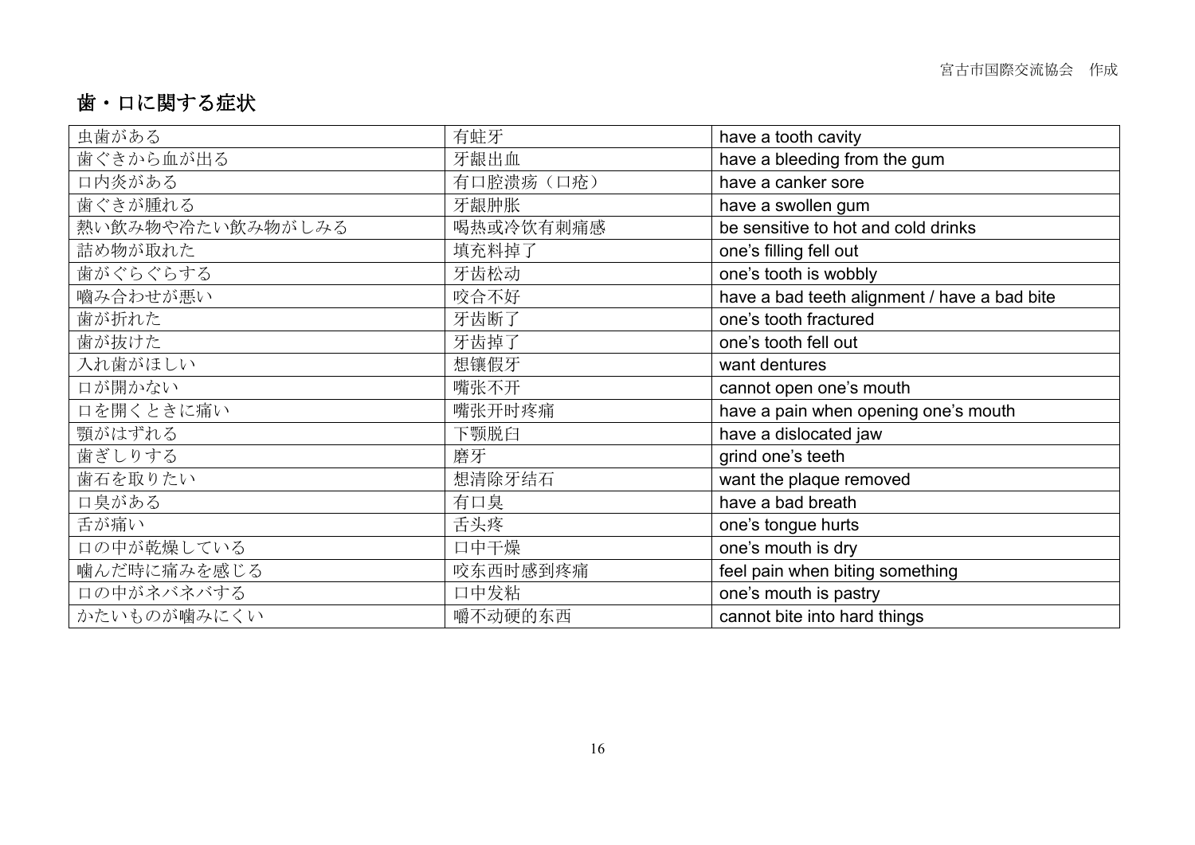宮古市国際交流協会　作成

# 歯・口に関する症状

| 虫歯がある | 有蛀牙 | have a tooth cavity |
|---|---|---|
| 歯ぐきから血が出る | 牙龈出血 | have a bleeding from the gum |
| 口内炎がある | 有口腔溃疡（口疮） | have a canker sore |
| 歯ぐきが腫れる | 牙龈肿胀 | have a swollen gum |
| 熱い飲み物や冷たい飲み物がしみる | 喝热或冷饮有刺痛感 | be sensitive to hot and cold drinks |
| 詰め物が取れた | 填充料掉了 | one's filling fell out |
| 歯がぐらぐらする | 牙齿松动 | one's tooth is wobbly |
| 嚙み合わせが悪い | 咬合不好 | have a bad teeth alignment / have a bad bite |
| 歯が折れた | 牙齿断了 | one's tooth fractured |
| 歯が抜けた | 牙齿掉了 | one's tooth fell out |
| 入れ歯がほしい | 想镶假牙 | want dentures |
| 口が開かない | 嘴张不开 | cannot open one's mouth |
| 口を開くときに痛い | 嘴张开时疼痛 | have a pain when opening one's mouth |
| 顎がはずれる | 下颚脱臼 | have a dislocated jaw |
| 歯ぎしりする | 磨牙 | grind one's teeth |
| 歯石を取りたい | 想清除牙结石 | want the plaque removed |
| 口臭がある | 有口臭 | have a bad breath |
| 舌が痛い | 舌头疼 | one's tongue hurts |
| 口の中が乾燥している | 口中干燥 | one's mouth is dry |
| 噛んだ時に痛みを感じる | 咬东西时感到疼痛 | feel pain when biting something |
| 口の中がネバネバする | 口中发粘 | one's mouth is pastry |
| かたいものが噛みにくい | 嚼不动硬的东西 | cannot bite into hard things |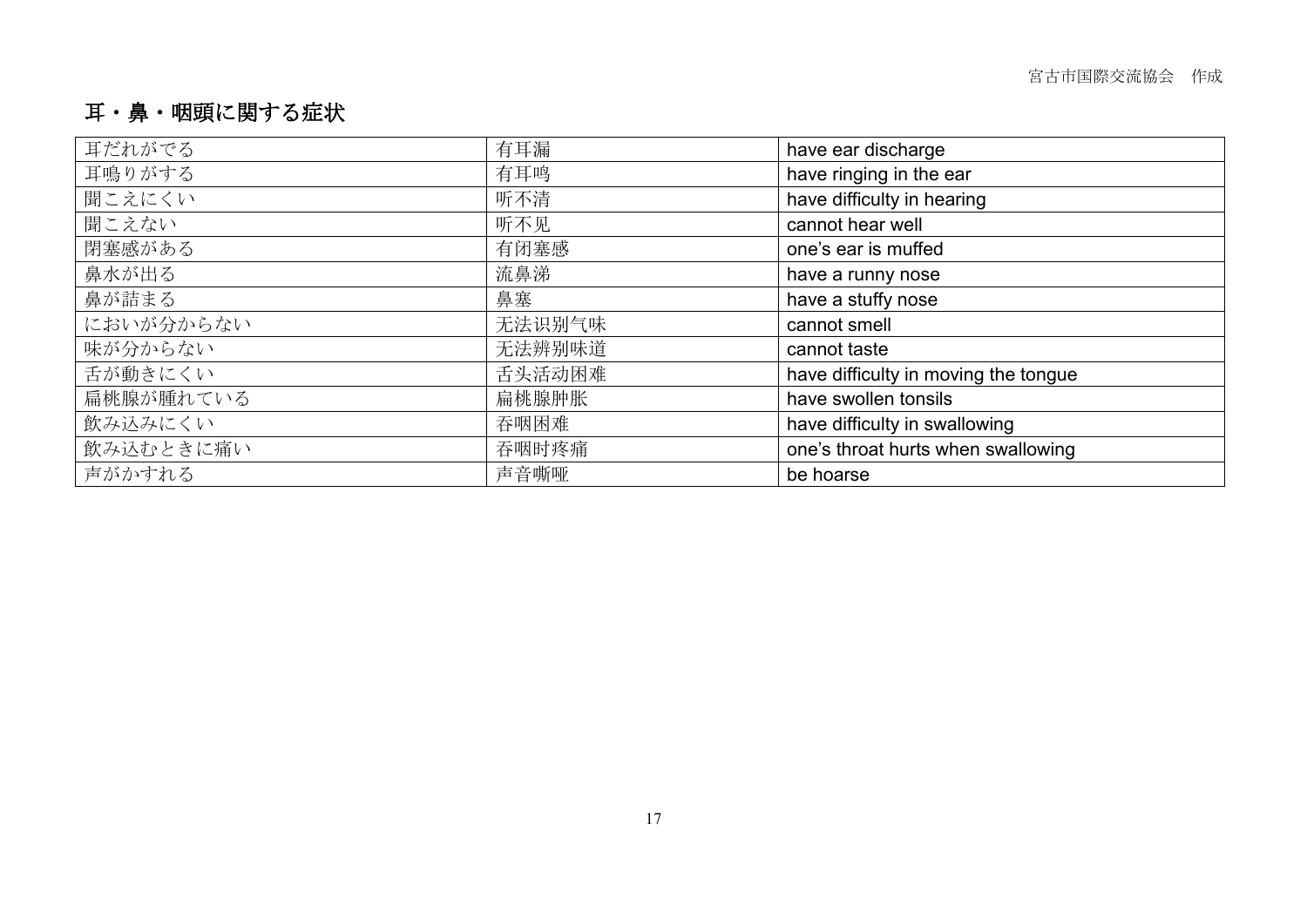# 耳・鼻・咽頭に関する症状

| | | |
|---|---|---|
| 耳だれがでる | 有耳漏 | have ear discharge |
| 耳鳴りがする | 有耳鸣 | have ringing in the ear |
| 聞こえにくい | 听不清 | have difficulty in hearing |
| 聞こえない | 听不见 | cannot hear well |
| 閉塞感がある | 有闭塞感 | one's ear is muffed |
| 鼻水が出る | 流鼻涕 | have a runny nose |
| 鼻が詰まる | 鼻塞 | have a stuffy nose |
| においが分からない | 无法识别气味 | cannot smell |
| 味が分からない | 无法辨别味道 | cannot taste |
| 舌が動きにくい | 舌头活动困难 | have difficulty in moving the tongue |
| 扁桃腺が腫れている | 扁桃腺肿胀 | have swollen tonsils |
| 飲み込みにくい | 吞咽困难 | have difficulty in swallowing |
| 飲み込むときに痛い | 吞咽时疼痛 | one's throat hurts when swallowing |
| 声がかすれる | 声音嘶哑 | be hoarse |